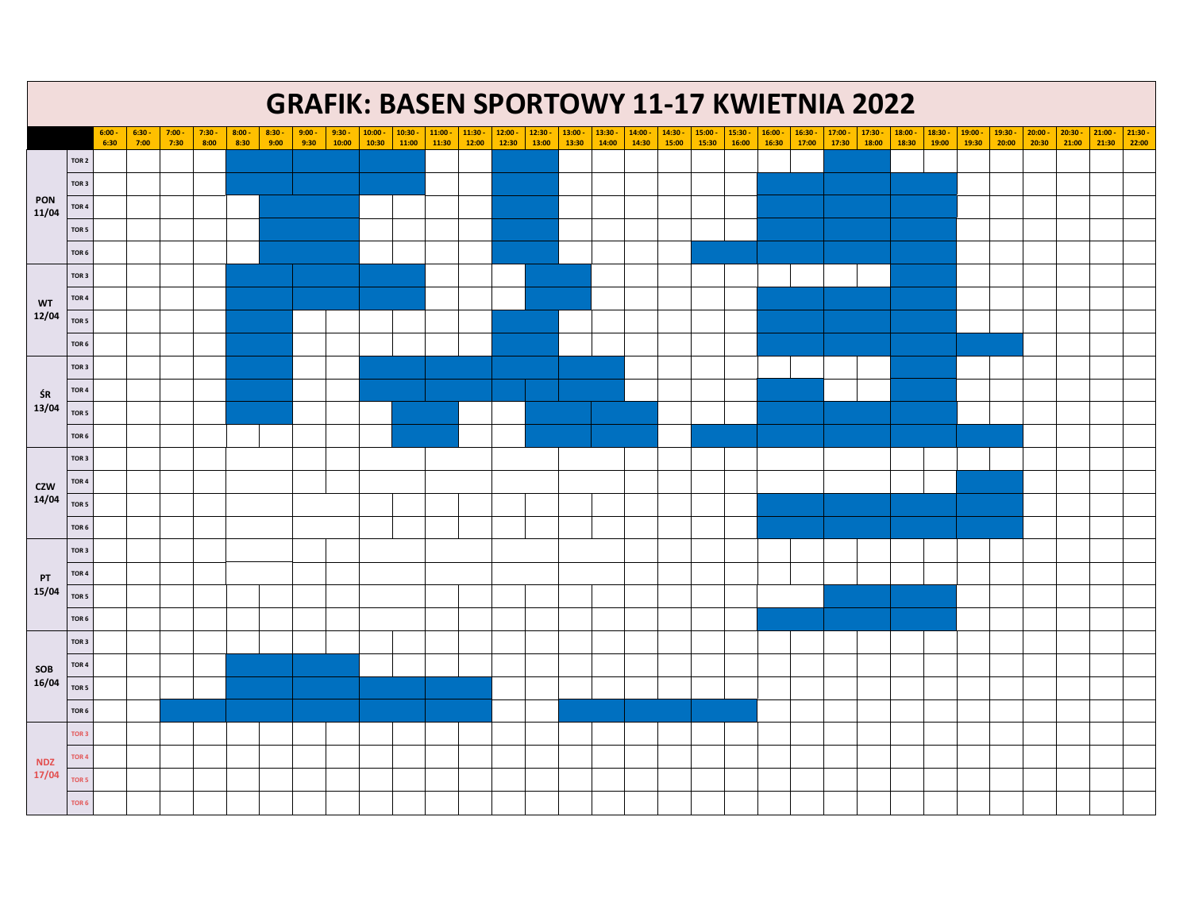# GRAFIK: BASEN SPORTOWY 11-17 KWIETNIA 2022

| | | 6:00 - 6:30 | 6:30 - 7:00 | 7:00 - 7:30 | 7:30 - 8:00 | 8:00 - 8:30 | 8:30 - 9:00 | 9:00 - 9:30 | 9:30 - 10:00 | 10:00 - 10:30 | 10:30 - 11:00 | 11:00 - 11:30 | 11:30 - 12:00 | 12:00 - 12:30 | 12:30 - 13:00 | 13:00 - 13:30 | 13:30 - 14:00 | 14:00 - 14:30 | 14:30 - 15:00 | 15:00 - 15:30 | 15:30 - 16:00 | 16:00 - 16:30 | 16:30 - 17:00 | 17:00 - 17:30 | 17:30 - 18:00 | 18:00 - 18:30 | 18:30 - 19:00 | 19:00 - 19:30 | 19:30 - 20:00 | 20:00 - 20:30 | 20:30 - 21:00 | 21:00 - 21:30 | 21:30 - 22:00 |
|---|---|---|---|---|---|---|---|---|---|---|---|---|---|---|---|---|---|---|---|---|---|---|---|---|---|---|---|---|---|---|---|---|---|
| PON 11/04 | TOR 2 | | | | | | | | | | | | | | | | | | | | | | | | | | | | | | | | |
| | TOR 3 | | | | | | | | | | | | | | | | | | | | | | | | | | | | | | | | |
| | TOR 4 | | | | | | | | | | | | | | | | | | | | | | | | | | | | | | | | |
| | TOR 5 | | | | | | | | | | | | | | | | | | | | | | | | | | | | | | | | |
| | TOR 6 | | | | | | | | | | | | | | | | | | | | | | | | | | | | | | | | |
| WT 12/04 | TOR 3 | | | | | | | | | | | | | | | | | | | | | | | | | | | | | | | | |
| | TOR 4 | | | | | | | | | | | | | | | | | | | | | | | | | | | | | | | | |
| | TOR 5 | | | | | | | | | | | | | | | | | | | | | | | | | | | | | | | | |
| | TOR 6 | | | | | | | | | | | | | | | | | | | | | | | | | | | | | | | | |
| ŚR 13/04 | TOR 3 | | | | | | | | | | | | | | | | | | | | | | | | | | | | | | | | |
| | TOR 4 | | | | | | | | | | | | | | | | | | | | | | | | | | | | | | | | |
| | TOR 5 | | | | | | | | | | | | | | | | | | | | | | | | | | | | | | | | |
| | TOR 6 | | | | | | | | | | | | | | | | | | | | | | | | | | | | | | | | |
| CZW 14/04 | TOR 3 | | | | | | | | | | | | | | | | | | | | | | | | | | | | | | | | |
| | TOR 4 | | | | | | | | | | | | | | | | | | | | | | | | | | | | | | | | |
| | TOR 5 | | | | | | | | | | | | | | | | | | | | | | | | | | | | | | | | |
| | TOR 6 | | | | | | | | | | | | | | | | | | | | | | | | | | | | | | | | |
| PT 15/04 | TOR 3 | | | | | | | | | | | | | | | | | | | | | | | | | | | | | | | | |
| | TOR 4 | | | | | | | | | | | | | | | | | | | | | | | | | | | | | | | | |
| | TOR 5 | | | | | | | | | | | | | | | | | | | | | | | | | | | | | | | | |
| | TOR 6 | | | | | | | | | | | | | | | | | | | | | | | | | | | | | | | | |
| SOB 16/04 | TOR 3 | | | | | | | | | | | | | | | | | | | | | | | | | | | | | | | | |
| | TOR 4 | | | | | | | | | | | | | | | | | | | | | | | | | | | | | | | | |
| | TOR 5 | | | | | | | | | | | | | | | | | | | | | | | | | | | | | | | | |
| | TOR 6 | | | | | | | | | | | | | | | | | | | | | | | | | | | | | | | | |
| NDZ 17/04 | TOR 3 | | | | | | | | | | | | | | | | | | | | | | | | | | | | | | | | |
| | TOR 4 | | | | | | | | | | | | | | | | | | | | | | | | | | | | | | | | |
| | TOR 5 | | | | | | | | | | | | | | | | | | | | | | | | | | | | | | | | |
| | TOR 6 | | | | | | | | | | | | | | | | | | | | | | | | | | | | | | | | |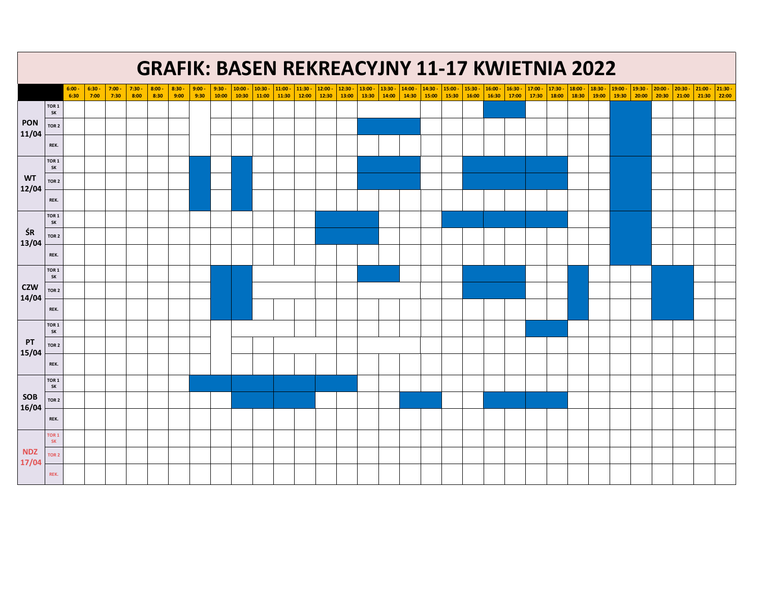# GRAFIK: BASEN REKREACYJNY 11-17 KWIETNIA 2022

| | | 6:00 - 6:30 | 6:30 - 7:00 | 7:00 - 7:30 | 7:30 - 8:00 | 8:00 - 8:30 | 8:30 - 9:00 | 9:00 - 9:30 | 9:30 - 10:00 | 10:00 - 10:30 | 10:30 - 11:00 | 11:00 - 11:30 | 11:30 - 12:00 | 12:00 - 12:30 | 12:30 - 13:00 | 13:00 - 13:30 | 13:30 - 14:00 | 14:00 - 14:30 | 14:30 - 15:00 | 15:00 - 15:30 | 15:30 - 16:00 | 16:00 - 16:30 | 16:30 - 17:00 | 17:00 - 17:30 | 17:30 - 18:00 | 18:00 - 18:30 | 18:30 - 19:00 | 19:00 - 19:30 | 19:30 - 20:00 | 20:00 - 20:30 | 20:30 - 21:00 | 21:00 - 21:30 | 21:30 - 22:00 |
|---|---|---|---|---|---|---|---|---|---|---|---|---|---|---|---|---|---|---|---|---|---|---|---|---|---|---|---|---|---|---|---|---|---|
| PON 11/04 | TOR 1 SK | | | | | | | | | | | | | | | | | | | | | | | | | | | | | | | | |
| | TOR 2 | | | | | | | | | | | | | | | | | | | | | | | | | | | | | | | | |
| | REK. | | | | | | | | | | | | | | | | | | | | | | | | | | | | | | | | |
| WT 12/04 | TOR 1 SK | | | | | | | | | | | | | | | | | | | | | | | | | | | | | | | | |
| | TOR 2 | | | | | | | | | | | | | | | | | | | | | | | | | | | | | | | | |
| | REK. | | | | | | | | | | | | | | | | | | | | | | | | | | | | | | | | |
| ŚR 13/04 | TOR 1 SK | | | | | | | | | | | | | | | | | | | | | | | | | | | | | | | | |
| | TOR 2 | | | | | | | | | | | | | | | | | | | | | | | | | | | | | | | | |
| | REK. | | | | | | | | | | | | | | | | | | | | | | | | | | | | | | | | |
| CZW 14/04 | TOR 1 SK | | | | | | | | | | | | | | | | | | | | | | | | | | | | | | | | |
| | TOR 2 | | | | | | | | | | | | | | | | | | | | | | | | | | | | | | | | |
| | REK. | | | | | | | | | | | | | | | | | | | | | | | | | | | | | | | | |
| PT 15/04 | TOR 1 SK | | | | | | | | | | | | | | | | | | | | | | | | | | | | | | | | |
| | TOR 2 | | | | | | | | | | | | | | | | | | | | | | | | | | | | | | | | |
| | REK. | | | | | | | | | | | | | | | | | | | | | | | | | | | | | | | | |
| SOB 16/04 | TOR 1 SK | | | | | | | | | | | | | | | | | | | | | | | | | | | | | | | | |
| | TOR 2 | | | | | | | | | | | | | | | | | | | | | | | | | | | | | | | | |
| | REK. | | | | | | | | | | | | | | | | | | | | | | | | | | | | | | | | |
| NDZ 17/04 | TOR 1 SK | | | | | | | | | | | | | | | | | | | | | | | | | | | | | | | | |
| | TOR 2 | | | | | | | | | | | | | | | | | | | | | | | | | | | | | | | | |
| | REK. | | | | | | | | | | | | | | | | | | | | | | | | | | | | | | | | |